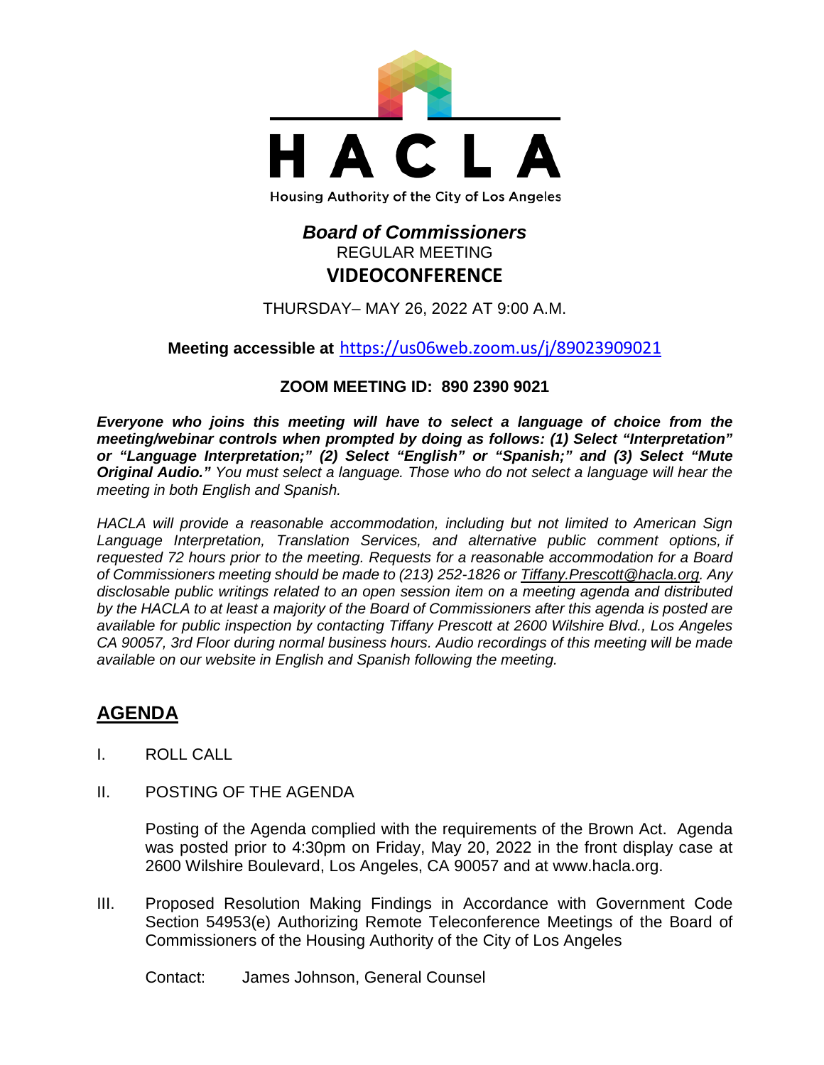# HACLA

Housing Authority of the City of Los Angeles

## *Board of Commissioners*

REGULAR MEETING

**VIDEOCONFERENCE**

THURSDAY– MAY 26, 2022 AT 9:00 A.M.

**Meeting accessible at** https://us06web.zoom.us/j/89023909021

**ZOOM MEETING ID: 890 2390 9021**

***Everyone who joins this meeting will have to select a language of choice from the meeting/webinar controls when prompted by doing as follows: (1) Select "Interpretation" or "Language Interpretation;" (2) Select "English" or "Spanish;" and (3) Select "Mute Original Audio."*** *You must select a language. Those who do not select a language will hear the meeting in both English and Spanish.*

*HACLA will provide a reasonable accommodation, including but not limited to American Sign Language Interpretation, Translation Services, and alternative public comment options, if requested 72 hours prior to the meeting. Requests for a reasonable accommodation for a Board of Commissioners meeting should be made to (213) 252-1826 or Tiffany.Prescott@hacla.org. Any disclosable public writings related to an open session item on a meeting agenda and distributed by the HACLA to at least a majority of the Board of Commissioners after this agenda is posted are available for public inspection by contacting Tiffany Prescott at 2600 Wilshire Blvd., Los Angeles CA 90057, 3rd Floor during normal business hours. Audio recordings of this meeting will be made available on our website in English and Spanish following the meeting.*

## AGENDA

I. ROLL CALL

II. POSTING OF THE AGENDA

Posting of the Agenda complied with the requirements of the Brown Act. Agenda was posted prior to 4:30pm on Friday, May 20, 2022 in the front display case at 2600 Wilshire Boulevard, Los Angeles, CA 90057 and at www.hacla.org.

III. Proposed Resolution Making Findings in Accordance with Government Code Section 54953(e) Authorizing Remote Teleconference Meetings of the Board of Commissioners of the Housing Authority of the City of Los Angeles

Contact: James Johnson, General Counsel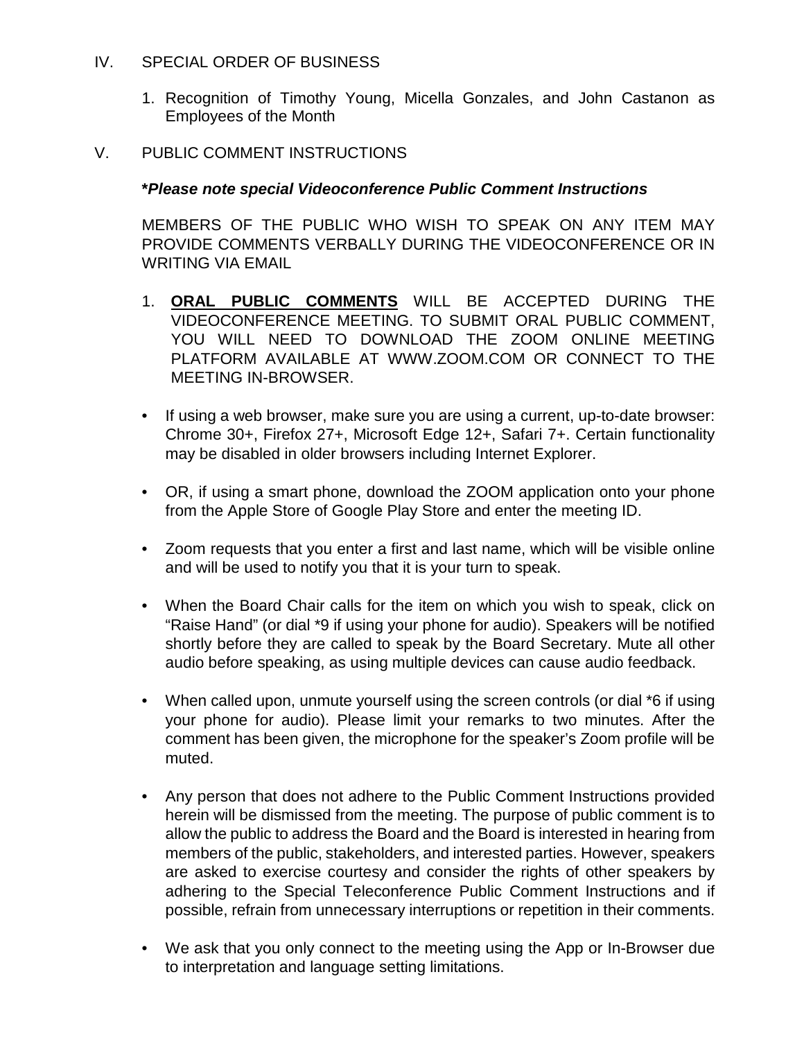IV. SPECIAL ORDER OF BUSINESS

1. Recognition of Timothy Young, Micella Gonzales, and John Castanon as Employees of the Month

V. PUBLIC COMMENT INSTRUCTIONS

***Please note special Videoconference Public Comment Instructions***

MEMBERS OF THE PUBLIC WHO WISH TO SPEAK ON ANY ITEM MAY PROVIDE COMMENTS VERBALLY DURING THE VIDEOCONFERENCE OR IN WRITING VIA EMAIL

1. **ORAL PUBLIC COMMENTS** WILL BE ACCEPTED DURING THE VIDEOCONFERENCE MEETING. TO SUBMIT ORAL PUBLIC COMMENT, YOU WILL NEED TO DOWNLOAD THE ZOOM ONLINE MEETING PLATFORM AVAILABLE AT WWW.ZOOM.COM OR CONNECT TO THE MEETING IN-BROWSER.

- If using a web browser, make sure you are using a current, up-to-date browser: Chrome 30+, Firefox 27+, Microsoft Edge 12+, Safari 7+. Certain functionality may be disabled in older browsers including Internet Explorer.
- OR, if using a smart phone, download the ZOOM application onto your phone from the Apple Store of Google Play Store and enter the meeting ID.
- Zoom requests that you enter a first and last name, which will be visible online and will be used to notify you that it is your turn to speak.
- When the Board Chair calls for the item on which you wish to speak, click on "Raise Hand" (or dial *9 if using your phone for audio). Speakers will be notified shortly before they are called to speak by the Board Secretary. Mute all other audio before speaking, as using multiple devices can cause audio feedback.
- When called upon, unmute yourself using the screen controls (or dial *6 if using your phone for audio). Please limit your remarks to two minutes. After the comment has been given, the microphone for the speaker's Zoom profile will be muted.
- Any person that does not adhere to the Public Comment Instructions provided herein will be dismissed from the meeting. The purpose of public comment is to allow the public to address the Board and the Board is interested in hearing from members of the public, stakeholders, and interested parties. However, speakers are asked to exercise courtesy and consider the rights of other speakers by adhering to the Special Teleconference Public Comment Instructions and if possible, refrain from unnecessary interruptions or repetition in their comments.
- We ask that you only connect to the meeting using the App or In-Browser due to interpretation and language setting limitations.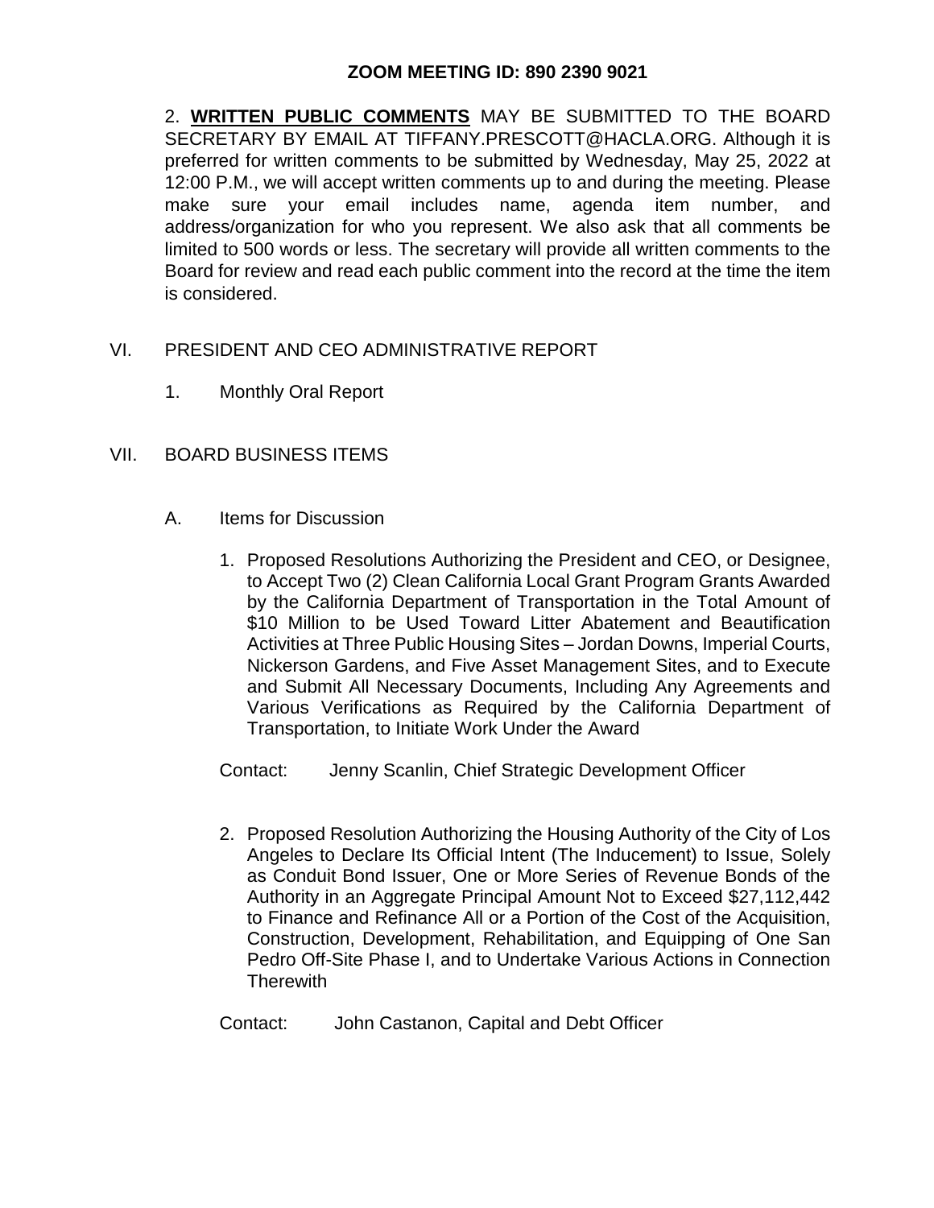**ZOOM MEETING ID: 890 2390 9021**

2. **WRITTEN PUBLIC COMMENTS** MAY BE SUBMITTED TO THE BOARD SECRETARY BY EMAIL AT TIFFANY.PRESCOTT@HACLA.ORG. Although it is preferred for written comments to be submitted by Wednesday, May 25, 2022 at 12:00 P.M., we will accept written comments up to and during the meeting. Please make sure your email includes name, agenda item number, and address/organization for who you represent. We also ask that all comments be limited to 500 words or less. The secretary will provide all written comments to the Board for review and read each public comment into the record at the time the item is considered.

VI. PRESIDENT AND CEO ADMINISTRATIVE REPORT

1. Monthly Oral Report

VII. BOARD BUSINESS ITEMS

A. Items for Discussion

1. Proposed Resolutions Authorizing the President and CEO, or Designee, to Accept Two (2) Clean California Local Grant Program Grants Awarded by the California Department of Transportation in the Total Amount of $10 Million to be Used Toward Litter Abatement and Beautification Activities at Three Public Housing Sites – Jordan Downs, Imperial Courts, Nickerson Gardens, and Five Asset Management Sites, and to Execute and Submit All Necessary Documents, Including Any Agreements and Various Verifications as Required by the California Department of Transportation, to Initiate Work Under the Award

Contact: Jenny Scanlin, Chief Strategic Development Officer

2. Proposed Resolution Authorizing the Housing Authority of the City of Los Angeles to Declare Its Official Intent (The Inducement) to Issue, Solely as Conduit Bond Issuer, One or More Series of Revenue Bonds of the Authority in an Aggregate Principal Amount Not to Exceed $27,112,442 to Finance and Refinance All or a Portion of the Cost of the Acquisition, Construction, Development, Rehabilitation, and Equipping of One San Pedro Off-Site Phase I, and to Undertake Various Actions in Connection Therewith

Contact: John Castanon, Capital and Debt Officer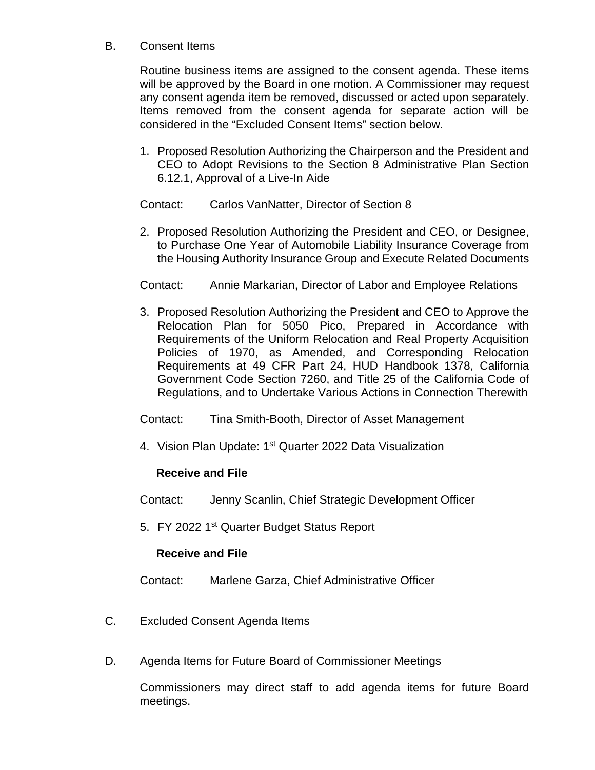B. Consent Items

Routine business items are assigned to the consent agenda. These items will be approved by the Board in one motion. A Commissioner may request any consent agenda item be removed, discussed or acted upon separately. Items removed from the consent agenda for separate action will be considered in the "Excluded Consent Items" section below.

1. Proposed Resolution Authorizing the Chairperson and the President and CEO to Adopt Revisions to the Section 8 Administrative Plan Section 6.12.1, Approval of a Live-In Aide

   Contact: Carlos VanNatter, Director of Section 8

2. Proposed Resolution Authorizing the President and CEO, or Designee, to Purchase One Year of Automobile Liability Insurance Coverage from the Housing Authority Insurance Group and Execute Related Documents

   Contact: Annie Markarian, Director of Labor and Employee Relations

3. Proposed Resolution Authorizing the President and CEO to Approve the Relocation Plan for 5050 Pico, Prepared in Accordance with Requirements of the Uniform Relocation and Real Property Acquisition Policies of 1970, as Amended, and Corresponding Relocation Requirements at 49 CFR Part 24, HUD Handbook 1378, California Government Code Section 7260, and Title 25 of the California Code of Regulations, and to Undertake Various Actions in Connection Therewith

   Contact: Tina Smith-Booth, Director of Asset Management

4. Vision Plan Update: 1st Quarter 2022 Data Visualization

   **Receive and File**

   Contact: Jenny Scanlin, Chief Strategic Development Officer

5. FY 2022 1st Quarter Budget Status Report

   **Receive and File**

   Contact: Marlene Garza, Chief Administrative Officer

C. Excluded Consent Agenda Items

D. Agenda Items for Future Board of Commissioner Meetings

Commissioners may direct staff to add agenda items for future Board meetings.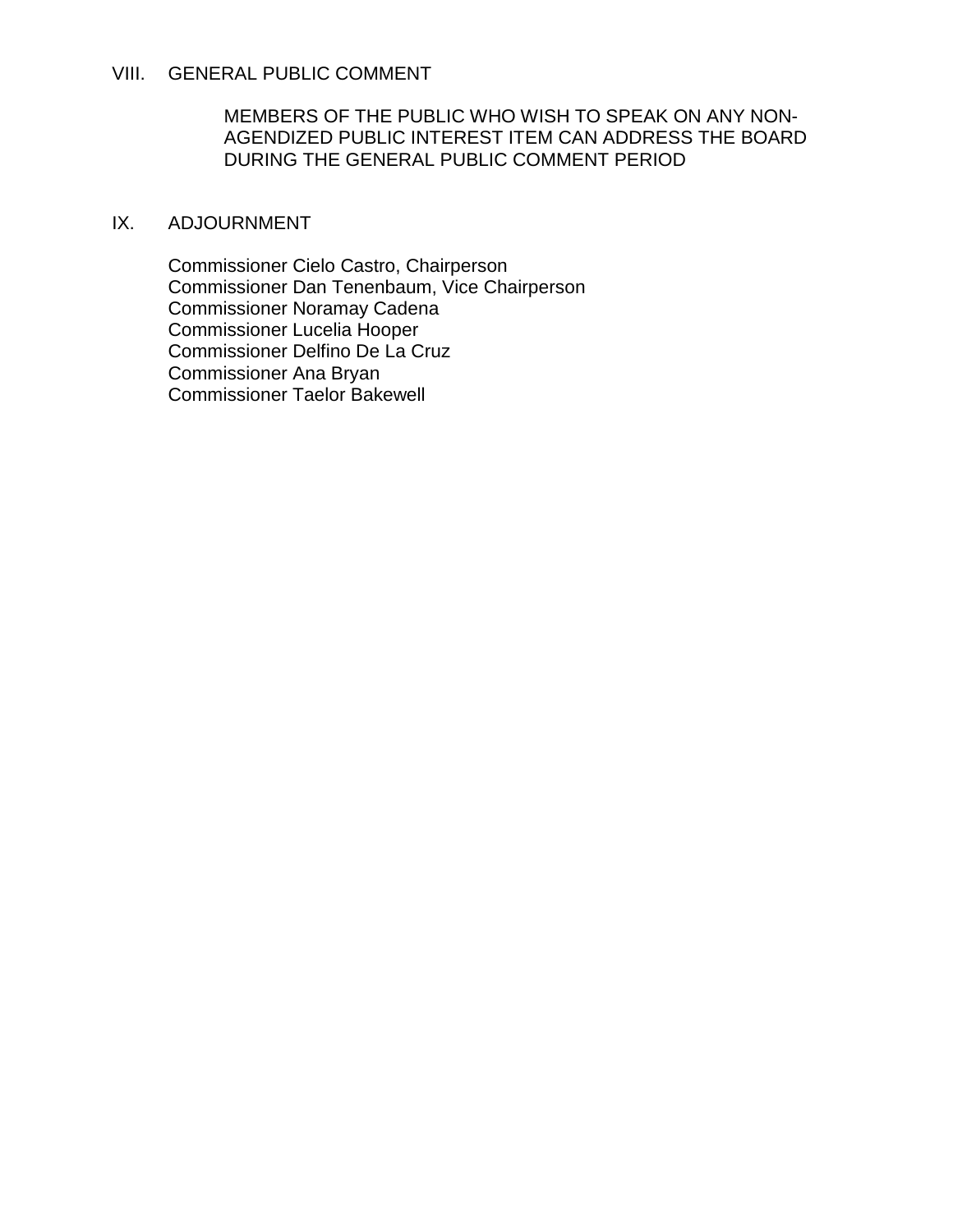## VIII. GENERAL PUBLIC COMMENT

MEMBERS OF THE PUBLIC WHO WISH TO SPEAK ON ANY NON-AGENDIZED PUBLIC INTEREST ITEM CAN ADDRESS THE BOARD DURING THE GENERAL PUBLIC COMMENT PERIOD

## IX. ADJOURNMENT

Commissioner Cielo Castro, Chairperson
Commissioner Dan Tenenbaum, Vice Chairperson
Commissioner Noramay Cadena
Commissioner Lucelia Hooper
Commissioner Delfino De La Cruz
Commissioner Ana Bryan
Commissioner Taelor Bakewell